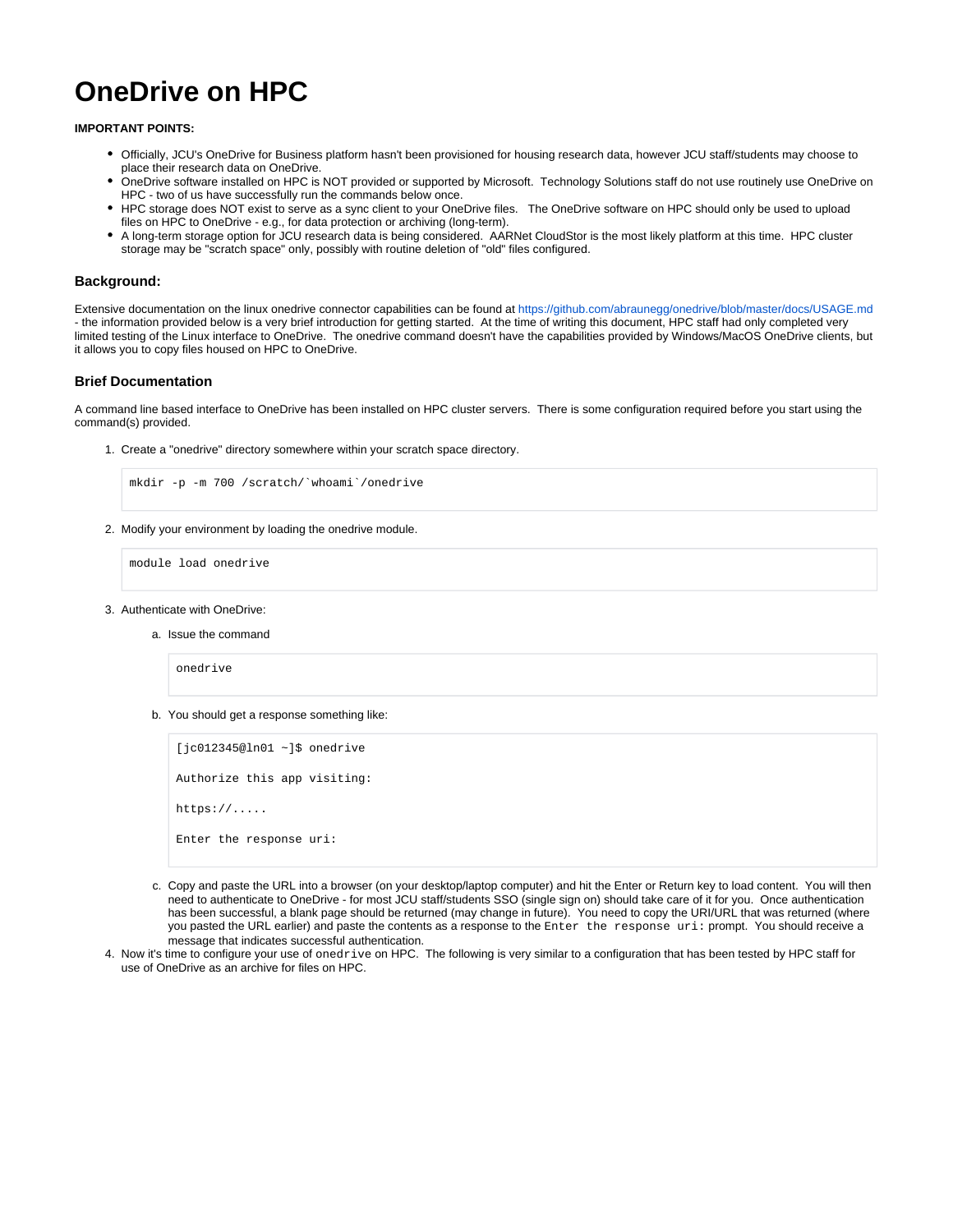# OneDrive on HPC

**IMPORTANT POINTS:**

- Officially, JCU's OneDrive for Business platform hasn't been provisioned for housing research data, however JCU staff/students may choose to place their research data on OneDrive.
- OneDrive software installed on HPC is NOT provided or supported by Microsoft. Technology Solutions staff do not use routinely use OneDrive on HPC - two of us have successfully run the commands below once.
- HPC storage does NOT exist to serve as a sync client to your OneDrive files. The OneDrive software on HPC should only be used to upload files on HPC to OneDrive - e.g., for data protection or archiving (long-term).
- A long-term storage option for JCU research data is being considered. AARNet CloudStor is the most likely platform at this time. HPC cluster storage may be "scratch space" only, possibly with routine deletion of "old" files configured.

### Background:

Extensive documentation on the linux onedrive connector capabilities can be found at https://github.com/abraunegg/onedrive/blob/master/docs/USAGE.md - the information provided below is a very brief introduction for getting started. At the time of writing this document, HPC staff had only completed very limited testing of the Linux interface to OneDrive. The onedrive command doesn't have the capabilities provided by Windows/MacOS OneDrive clients, but it allows you to copy files housed on HPC to OneDrive.

### Brief Documentation

A command line based interface to OneDrive has been installed on HPC cluster servers. There is some configuration required before you start using the command(s) provided.

1. Create a "onedrive" directory somewhere within your scratch space directory.

   ```
   mkdir -p -m 700 /scratch/`whoami`/onedrive
   ```

2. Modify your environment by loading the onedrive module.

   ```
   module load onedrive
   ```

3. Authenticate with OneDrive:

   a. Issue the command

      ```
      onedrive
      ```

   b. You should get a response something like:

      ```
      [jc012345@ln01 ~]$ onedrive

      Authorize this app visiting:

      https://.....

      Enter the response uri:
      ```

   c. Copy and paste the URL into a browser (on your desktop/laptop computer) and hit the Enter or Return key to load content. You will then need to authenticate to OneDrive - for most JCU staff/students SSO (single sign on) should take care of it for you. Once authentication has been successful, a blank page should be returned (may change in future). You need to copy the URI/URL that was returned (where you pasted the URL earlier) and paste the contents as a response to the `Enter the response uri:` prompt. You should receive a message that indicates successful authentication.

4. Now it's time to configure your use of `onedrive` on HPC. The following is very similar to a configuration that has been tested by HPC staff for use of OneDrive as an archive for files on HPC.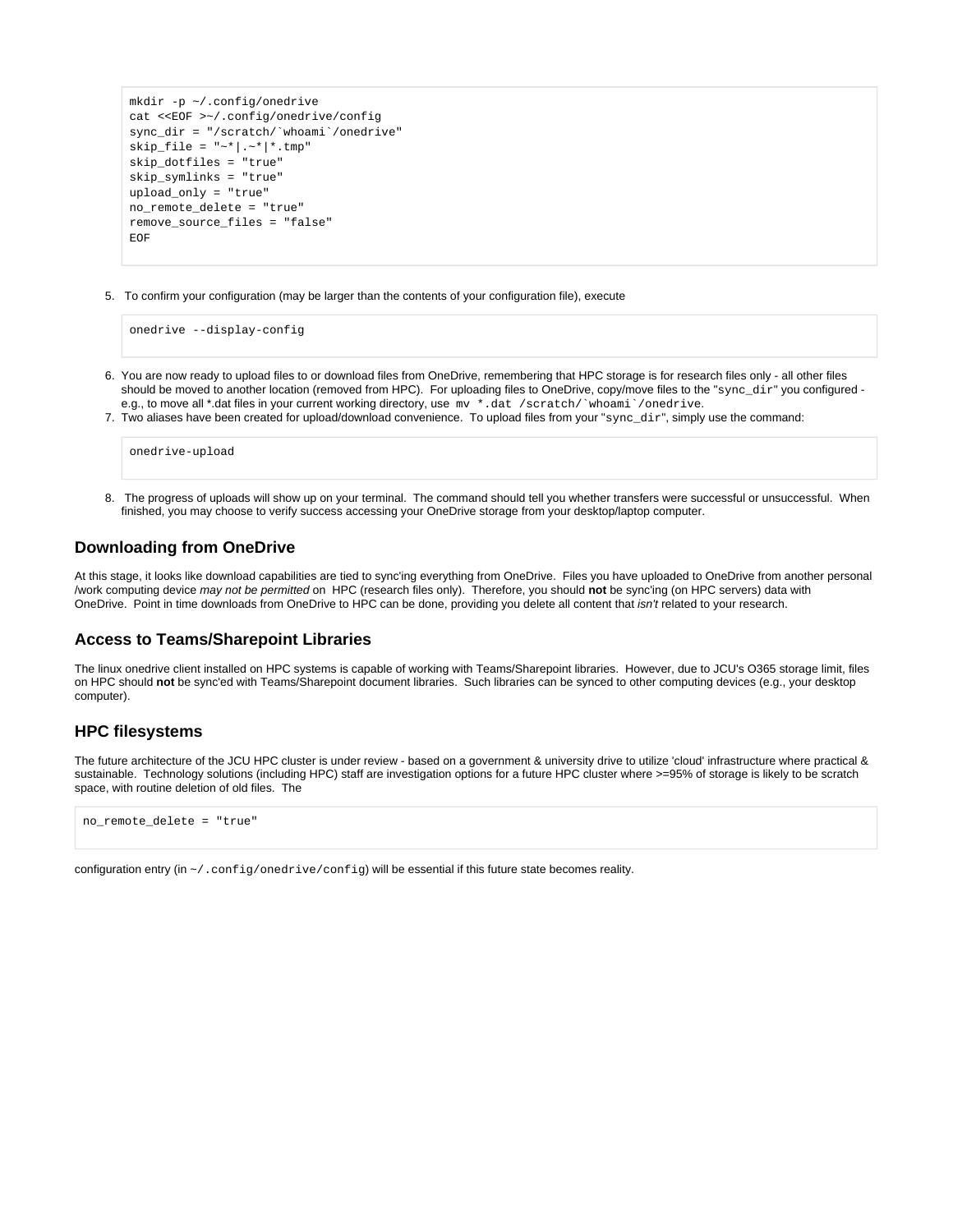```
mkdir -p ~/.config/onedrive
cat <<EOF >~/.config/onedrive/config
sync_dir = "/scratch/`whoami`/onedrive"
skip_file = "~*|.~*|*.tmp"
skip_dotfiles = "true"
skip_symlinks = "true"
upload_only = "true"
no_remote_delete = "true"
remove_source_files = "false"
EOF
```

5. To confirm your configuration (may be larger than the contents of your configuration file), execute

```
onedrive --display-config
```

6. You are now ready to upload files to or download files from OneDrive, remembering that HPC storage is for research files only - all other files should be moved to another location (removed from HPC). For uploading files to OneDrive, copy/move files to the "`sync_dir`" you configured - e.g., to move all *.dat files in your current working directory, use `mv *.dat /scratch/`whoami`/onedrive`.
7. Two aliases have been created for upload/download convenience. To upload files from your "`sync_dir`", simply use the command:

```
onedrive-upload
```

8. The progress of uploads will show up on your terminal. The command should tell you whether transfers were successful or unsuccessful. When finished, you may choose to verify success accessing your OneDrive storage from your desktop/laptop computer.

## Downloading from OneDrive

At this stage, it looks like download capabilities are tied to sync'ing everything from OneDrive. Files you have uploaded to OneDrive from another personal /work computing device *may not be permitted* on HPC (research files only). Therefore, you should **not** be sync'ing (on HPC servers) data with OneDrive. Point in time downloads from OneDrive to HPC can be done, providing you delete all content that *isn't* related to your research.

## Access to Teams/Sharepoint Libraries

The linux onedrive client installed on HPC systems is capable of working with Teams/Sharepoint libraries. However, due to JCU's O365 storage limit, files on HPC should **not** be sync'ed with Teams/Sharepoint document libraries. Such libraries can be synced to other computing devices (e.g., your desktop computer).

## HPC filesystems

The future architecture of the JCU HPC cluster is under review - based on a government & university drive to utilize 'cloud' infrastructure where practical & sustainable. Technology solutions (including HPC) staff are investigation options for a future HPC cluster where >=95% of storage is likely to be scratch space, with routine deletion of old files. The

```
no_remote_delete = "true"
```

configuration entry (in `~/.config/onedrive/config`) will be essential if this future state becomes reality.